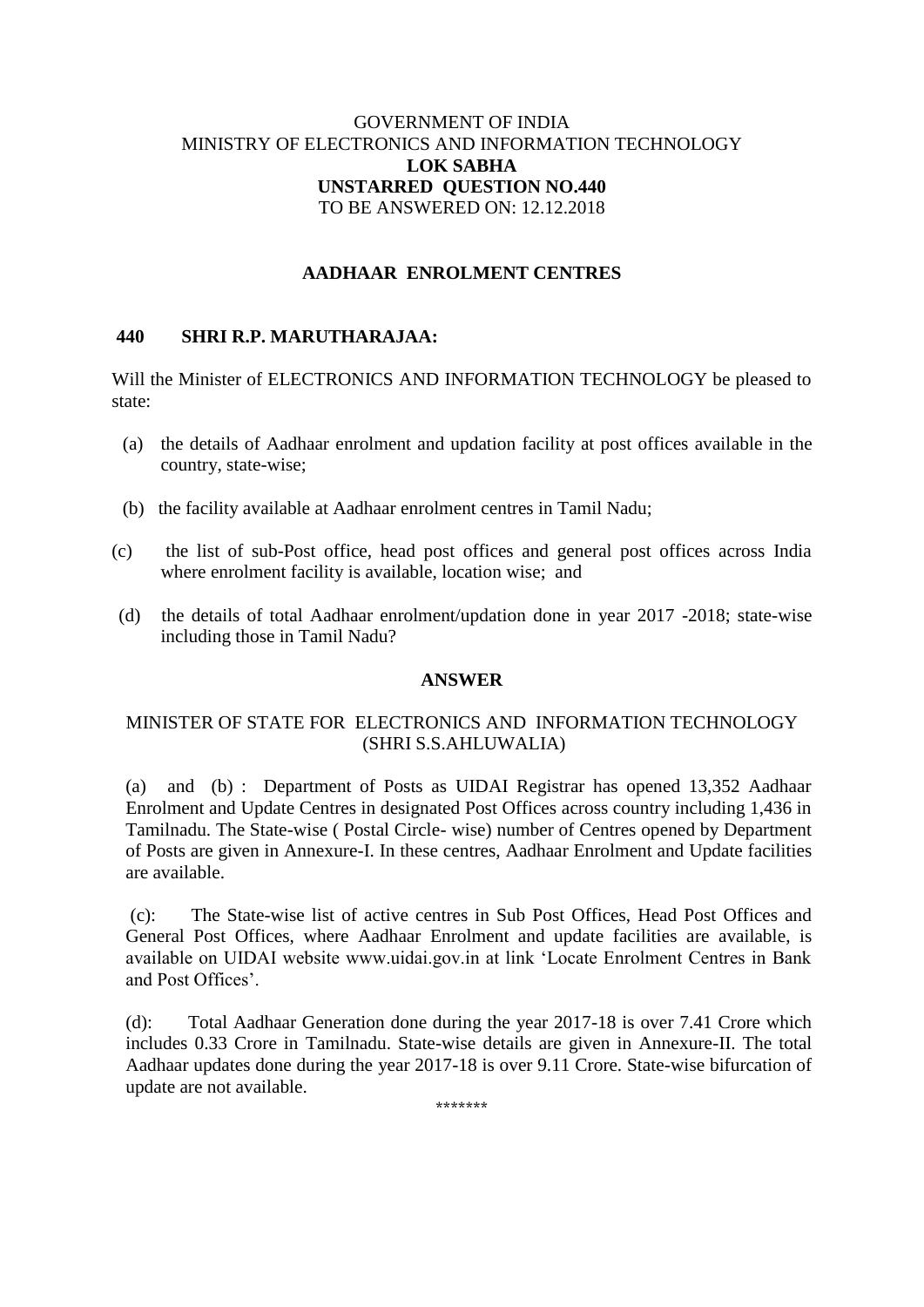GOVERNMENT OF INDIA
MINISTRY OF ELECTRONICS AND INFORMATION TECHNOLOGY
**LOK SABHA**
**UNSTARRED QUESTION NO.440**
TO BE ANSWERED ON: 12.12.2018

## AADHAAR ENROLMENT CENTRES

**440 SHRI R.P. MARUTHARAJAA:**

Will the Minister of ELECTRONICS AND INFORMATION TECHNOLOGY be pleased to state:

(a) the details of Aadhaar enrolment and updation facility at post offices available in the country, state-wise;

(b) the facility available at Aadhaar enrolment centres in Tamil Nadu;

(c) the list of sub-Post office, head post offices and general post offices across India where enrolment facility is available, location wise; and

(d) the details of total Aadhaar enrolment/updation done in year 2017 -2018; state-wise including those in Tamil Nadu?

**ANSWER**

MINISTER OF STATE FOR ELECTRONICS AND INFORMATION TECHNOLOGY
(SHRI S.S.AHLUWALIA)

(a) and (b) : Department of Posts as UIDAI Registrar has opened 13,352 Aadhaar Enrolment and Update Centres in designated Post Offices across country including 1,436 in Tamilnadu. The State-wise ( Postal Circle- wise) number of Centres opened by Department of Posts are given in Annexure-I. In these centres, Aadhaar Enrolment and Update facilities are available.

(c): The State-wise list of active centres in Sub Post Offices, Head Post Offices and General Post Offices, where Aadhaar Enrolment and update facilities are available, is available on UIDAI website www.uidai.gov.in at link 'Locate Enrolment Centres in Bank and Post Offices'.

(d): Total Aadhaar Generation done during the year 2017-18 is over 7.41 Crore which includes 0.33 Crore in Tamilnadu. State-wise details are given in Annexure-II. The total Aadhaar updates done during the year 2017-18 is over 9.11 Crore. State-wise bifurcation of update are not available.

\*\*\*\*\*\*\*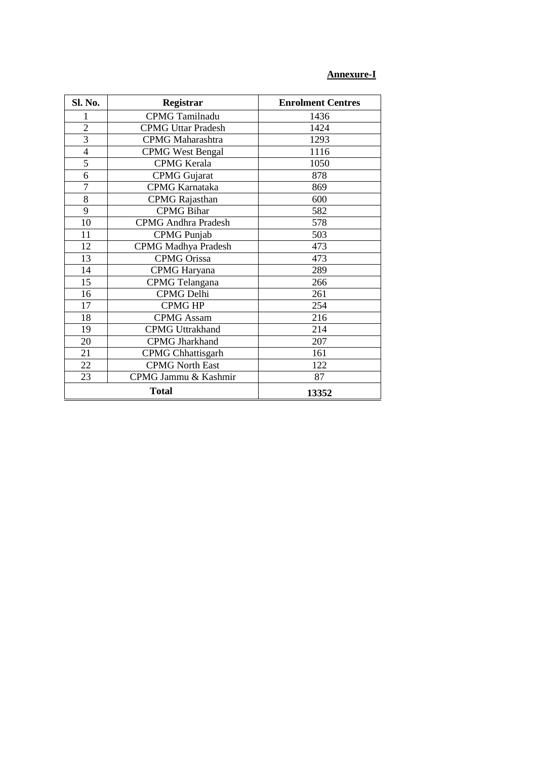**Annexure-I**

| Sl. No. | Registrar | Enrolment Centres |
|---|---|---|
| 1 | CPMG Tamilnadu | 1436 |
| 2 | CPMG Uttar Pradesh | 1424 |
| 3 | CPMG Maharashtra | 1293 |
| 4 | CPMG West Bengal | 1116 |
| 5 | CPMG Kerala | 1050 |
| 6 | CPMG Gujarat | 878 |
| 7 | CPMG Karnataka | 869 |
| 8 | CPMG Rajasthan | 600 |
| 9 | CPMG Bihar | 582 |
| 10 | CPMG Andhra Pradesh | 578 |
| 11 | CPMG Punjab | 503 |
| 12 | CPMG Madhya Pradesh | 473 |
| 13 | CPMG Orissa | 473 |
| 14 | CPMG Haryana | 289 |
| 15 | CPMG Telangana | 266 |
| 16 | CPMG Delhi | 261 |
| 17 | CPMG HP | 254 |
| 18 | CPMG Assam | 216 |
| 19 | CPMG Uttrakhand | 214 |
| 20 | CPMG Jharkhand | 207 |
| 21 | CPMG Chhattisgarh | 161 |
| 22 | CPMG North East | 122 |
| 23 | CPMG Jammu & Kashmir | 87 |
| **Total** | | **13352** |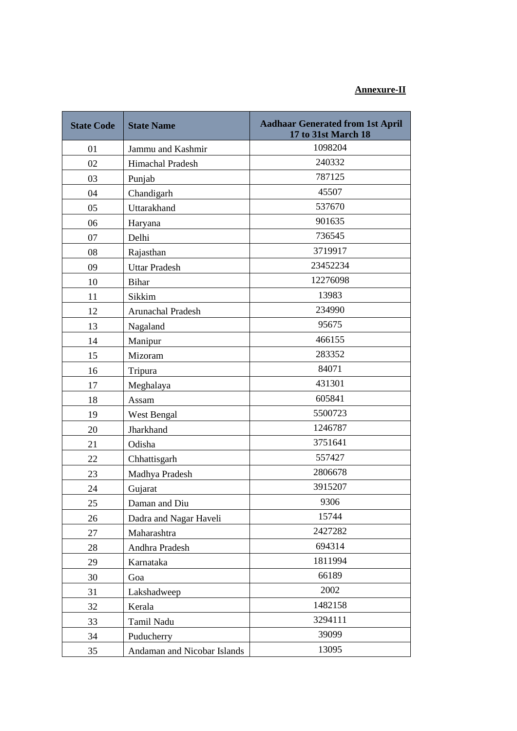**Annexure-II**

| State Code | State Name | Aadhaar Generated from 1st April 17 to 31st March 18 |
|---|---|---|
| 01 | Jammu and Kashmir | 1098204 |
| 02 | Himachal Pradesh | 240332 |
| 03 | Punjab | 787125 |
| 04 | Chandigarh | 45507 |
| 05 | Uttarakhand | 537670 |
| 06 | Haryana | 901635 |
| 07 | Delhi | 736545 |
| 08 | Rajasthan | 3719917 |
| 09 | Uttar Pradesh | 23452234 |
| 10 | Bihar | 12276098 |
| 11 | Sikkim | 13983 |
| 12 | Arunachal Pradesh | 234990 |
| 13 | Nagaland | 95675 |
| 14 | Manipur | 466155 |
| 15 | Mizoram | 283352 |
| 16 | Tripura | 84071 |
| 17 | Meghalaya | 431301 |
| 18 | Assam | 605841 |
| 19 | West Bengal | 5500723 |
| 20 | Jharkhand | 1246787 |
| 21 | Odisha | 3751641 |
| 22 | Chhattisgarh | 557427 |
| 23 | Madhya Pradesh | 2806678 |
| 24 | Gujarat | 3915207 |
| 25 | Daman and Diu | 9306 |
| 26 | Dadra and Nagar Haveli | 15744 |
| 27 | Maharashtra | 2427282 |
| 28 | Andhra Pradesh | 694314 |
| 29 | Karnataka | 1811994 |
| 30 | Goa | 66189 |
| 31 | Lakshadweep | 2002 |
| 32 | Kerala | 1482158 |
| 33 | Tamil Nadu | 3294111 |
| 34 | Puducherry | 39099 |
| 35 | Andaman and Nicobar Islands | 13095 |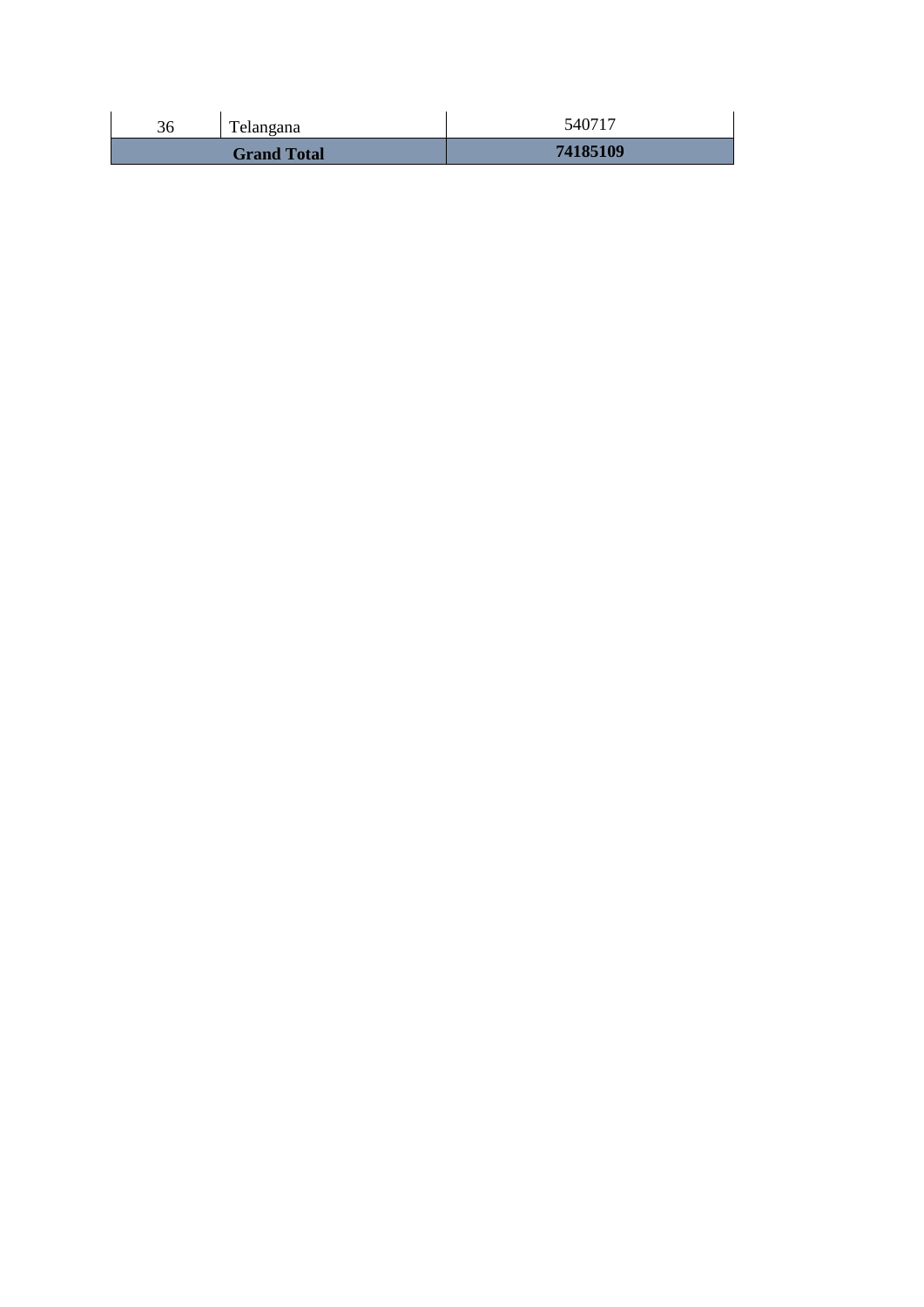| | | |
|---|---|---|
| 36 | Telangana | 540717 |
| **Grand Total** | | **74185109** |